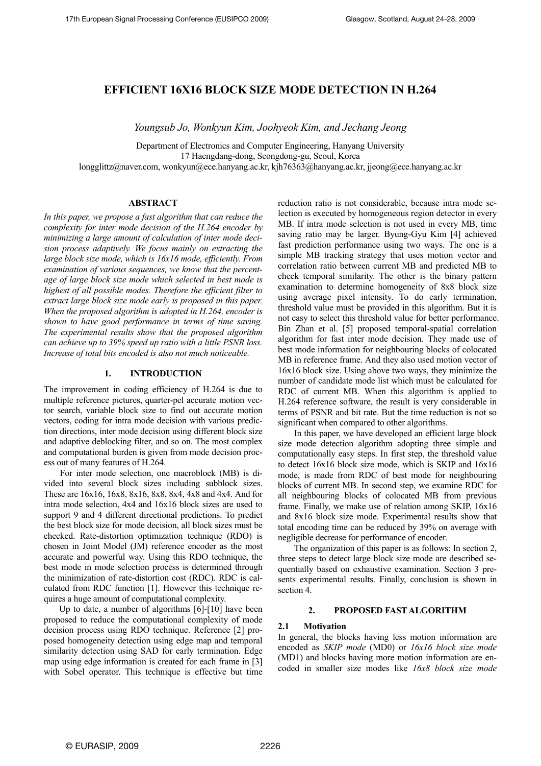# EFFICIENT 16X16 BLOCK SIZE MODE DETECTION IN H.264

*Youngsub Jo, Wonkyun Kim, Joohyeok Kim, and Jechang Jeong*

Department of Electronics and Computer Engineering, Hanyang University
17 Haengdang-dong, Seongdong-gu, Seoul, Korea
longglittz@naver.com, wonkyun@ece.hanyang.ac.kr, kjh76363@hanyang.ac.kr, jjeong@ece.hanyang.ac.kr

## ABSTRACT

*In this paper, we propose a fast algorithm that can reduce the complexity for inter mode decision of the H.264 encoder by minimizing a large amount of calculation of inter mode decision process adaptively. We focus mainly on extracting the large block size mode, which is 16x16 mode, efficiently. From examination of various sequences, we know that the percentage of large block size mode which selected in best mode is highest of all possible modes. Therefore the efficient filter to extract large block size mode early is proposed in this paper. When the proposed algorithm is adopted in H.264, encoder is shown to have good performance in terms of time saving. The experimental results show that the proposed algorithm can achieve up to 39% speed up ratio with a little PSNR loss. Increase of total bits encoded is also not much noticeable.*

## 1. INTRODUCTION

The improvement in coding efficiency of H.264 is due to multiple reference pictures, quarter-pel accurate motion vector search, variable block size to find out accurate motion vectors, coding for intra mode decision with various prediction directions, inter mode decision using different block size and adaptive deblocking filter, and so on. The most complex and computational burden is given from mode decision process out of many features of H.264.

For inter mode selection, one macroblock (MB) is divided into several block sizes including subblock sizes. These are 16x16, 16x8, 8x16, 8x8, 8x4, 4x8 and 4x4. And for intra mode selection, 4x4 and 16x16 block sizes are used to support 9 and 4 different directional predictions. To predict the best block size for mode decision, all block sizes must be checked. Rate-distortion optimization technique (RDO) is chosen in Joint Model (JM) reference encoder as the most accurate and powerful way. Using this RDO technique, the best mode in mode selection process is determined through the minimization of rate-distortion cost (RDC). RDC is calculated from RDC function [1]. However this technique requires a huge amount of computational complexity.

Up to date, a number of algorithms [6]-[10] have been proposed to reduce the computational complexity of mode decision process using RDO technique. Reference [2] proposed homogeneity detection using edge map and temporal similarity detection using SAD for early termination. Edge map using edge information is created for each frame in [3] with Sobel operator. This technique is effective but time reduction ratio is not considerable, because intra mode selection is executed by homogeneous region detector in every MB. If intra mode selection is not used in every MB, time saving ratio may be larger. Byung-Gyu Kim [4] achieved fast prediction performance using two ways. The one is a simple MB tracking strategy that uses motion vector and correlation ratio between current MB and predicted MB to check temporal similarity. The other is the binary pattern examination to determine homogeneity of 8x8 block size using average pixel intensity. To do early termination, threshold value must be provided in this algorithm. But it is not easy to select this threshold value for better performance. Bin Zhan et al. [5] proposed temporal-spatial correlation algorithm for fast inter mode decision. They made use of best mode information for neighbouring blocks of colocated MB in reference frame. And they also used motion vector of 16x16 block size. Using above two ways, they minimize the number of candidate mode list which must be calculated for RDC of current MB. When this algorithm is applied to H.264 reference software, the result is very considerable in terms of PSNR and bit rate. But the time reduction is not so significant when compared to other algorithms.

In this paper, we have developed an efficient large block size mode detection algorithm adopting three simple and computationally easy steps. In first step, the threshold value to detect 16x16 block size mode, which is SKIP and 16x16 mode, is made from RDC of best mode for neighbouring blocks of current MB. In second step, we examine RDC for all neighbouring blocks of colocated MB from previous frame. Finally, we make use of relation among SKIP, 16x16 and 8x16 block size mode. Experimental results show that total encoding time can be reduced by 39% on average with negligible decrease for performance of encoder.

The organization of this paper is as follows: In section 2, three steps to detect large block size mode are described sequentially based on exhaustive examination. Section 3 presents experimental results. Finally, conclusion is shown in section 4.

## 2. PROPOSED FAST ALGORITHM

### 2.1 Motivation

In general, the blocks having less motion information are encoded as *SKIP mode* (MD0) or *16x16 block size mode* (MD1) and blocks having more motion information are encoded in smaller size modes like *16x8 block size mode*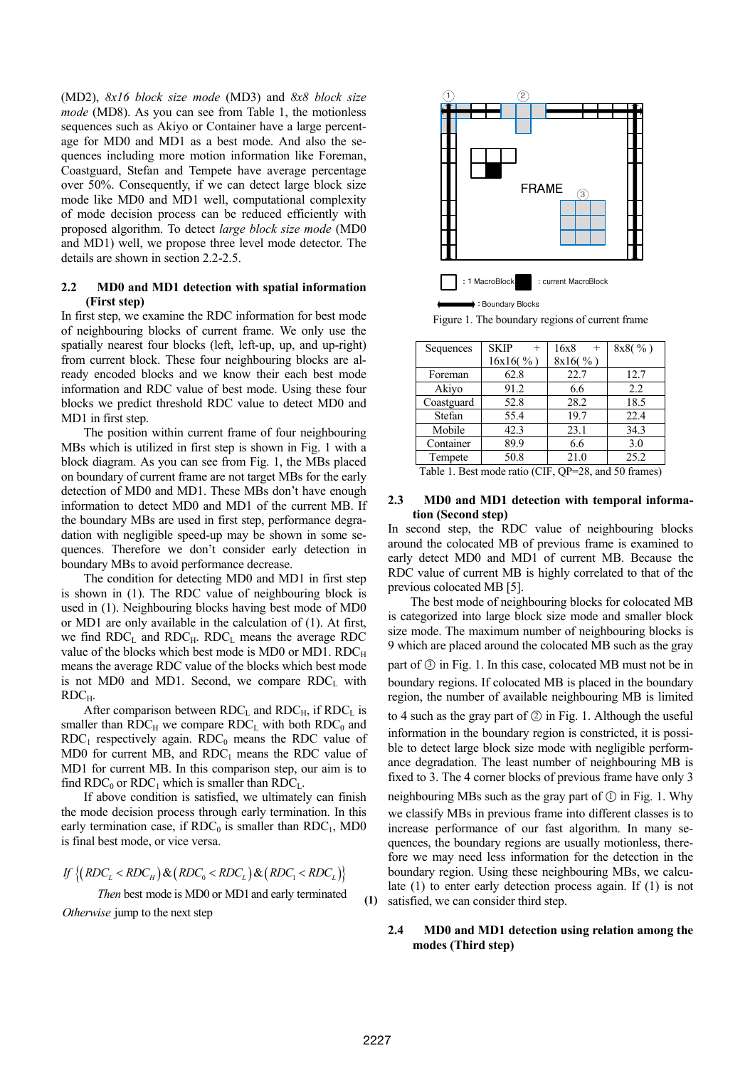(MD2), *8x16 block size mode* (MD3) and *8x8 block size mode* (MD8). As you can see from Table 1, the motionless sequences such as Akiyo or Container have a large percentage for MD0 and MD1 as a best mode. And also the sequences including more motion information like Foreman, Coastguard, Stefan and Tempete have average percentage over 50%. Consequently, if we can detect large block size mode like MD0 and MD1 well, computational complexity of mode decision process can be reduced efficiently with proposed algorithm. To detect *large block size mode* (MD0 and MD1) well, we propose three level mode detector. The details are shown in section 2.2-2.5.

### 2.2 MD0 and MD1 detection with spatial information (First step)

In first step, we examine the RDC information for best mode of neighbouring blocks of current frame. We only use the spatially nearest four blocks (left, left-up, up, and up-right) from current block. These four neighbouring blocks are already encoded blocks and we know their each best mode information and RDC value of best mode. Using these four blocks we predict threshold RDC value to detect MD0 and MD1 in first step.

The position within current frame of four neighbouring MBs which is utilized in first step is shown in Fig. 1 with a block diagram. As you can see from Fig. 1, the MBs placed on boundary of current frame are not target MBs for the early detection of MD0 and MD1. These MBs don't have enough information to detect MD0 and MD1 of the current MB. If the boundary MBs are used in first step, performance degradation with negligible speed-up may be shown in some sequences. Therefore we don't consider early detection in boundary MBs to avoid performance decrease.

The condition for detecting MD0 and MD1 in first step is shown in (1). The RDC value of neighbouring block is used in (1). Neighbouring blocks having best mode of MD0 or MD1 are only available in the calculation of (1). At first, we find $RDC_L$ and $RDC_H$. $RDC_L$ means the average RDC value of the blocks which best mode is MD0 or MD1. $RDC_H$ means the average RDC value of the blocks which best mode is not MD0 and MD1. Second, we compare $RDC_L$ with $RDC_H$.

After comparison between $RDC_L$ and $RDC_H$, if $RDC_L$ is smaller than $RDC_H$ we compare $RDC_L$ with both $RDC_0$ and $RDC_1$ respectively again. $RDC_0$ means the RDC value of MD0 for current MB, and $RDC_1$ means the RDC value of MD1 for current MB. In this comparison step, our aim is to find $RDC_0$ or $RDC_1$ which is smaller than $RDC_L$.

If above condition is satisfied, we ultimately can finish the mode decision process through early termination. In this early termination case, if $RDC_0$ is smaller than $RDC_1$, MD0 is final best mode, or vice versa.

$$\begin{aligned}
&\textit{If}\ \{(RDC_L < RDC_H)\,\&\,(RDC_0 < RDC_L)\,\&\,(RDC_1 < RDC_L)\} \\
&\quad \textit{Then}\ \text{best mode is MD0 or MD1 and early terminated} \\
&\textit{Otherwise}\ \text{jump to the next step}
\end{aligned} \tag{1}$$

Figure 1. The boundary regions of current frame

| Sequences | SKIP + 16x16( % ) | 16x8 + 8x16( % ) | 8x8( % ) |
|---|---|---|---|
| Foreman | 62.8 | 22.7 | 12.7 |
| Akiyo | 91.2 | 6.6 | 2.2 |
| Coastguard | 52.8 | 28.2 | 18.5 |
| Stefan | 55.4 | 19.7 | 22.4 |
| Mobile | 42.3 | 23.1 | 34.3 |
| Container | 89.9 | 6.6 | 3.0 |
| Tempete | 50.8 | 21.0 | 25.2 |

Table 1. Best mode ratio (CIF, QP=28, and 50 frames)

### 2.3 MD0 and MD1 detection with temporal information (Second step)

In second step, the RDC value of neighbouring blocks around the colocated MB of previous frame is examined to early detect MD0 and MD1 of current MB. Because the RDC value of current MB is highly correlated to that of the previous colocated MB [5].

The best mode of neighbouring blocks for colocated MB is categorized into large block size mode and smaller block size mode. The maximum number of neighbouring blocks is 9 which are placed around the colocated MB such as the gray part of ③ in Fig. 1. In this case, colocated MB must not be in boundary regions. If colocated MB is placed in the boundary region, the number of available neighbouring MB is limited to 4 such as the gray part of ② in Fig. 1. Although the useful information in the boundary region is constricted, it is possible to detect large block size mode with negligible performance degradation. The least number of neighbouring MB is fixed to 3. The 4 corner blocks of previous frame have only 3 neighbouring MBs such as the gray part of ① in Fig. 1. Why we classify MBs in previous frame into different classes is to increase performance of our fast algorithm. In many sequences, the boundary regions are usually motionless, therefore we may need less information for the detection in the boundary region. Using these neighbouring MBs, we calculate (1) to enter early detection process again. If (1) is not satisfied, we can consider third step.

### 2.4 MD0 and MD1 detection using relation among the modes (Third step)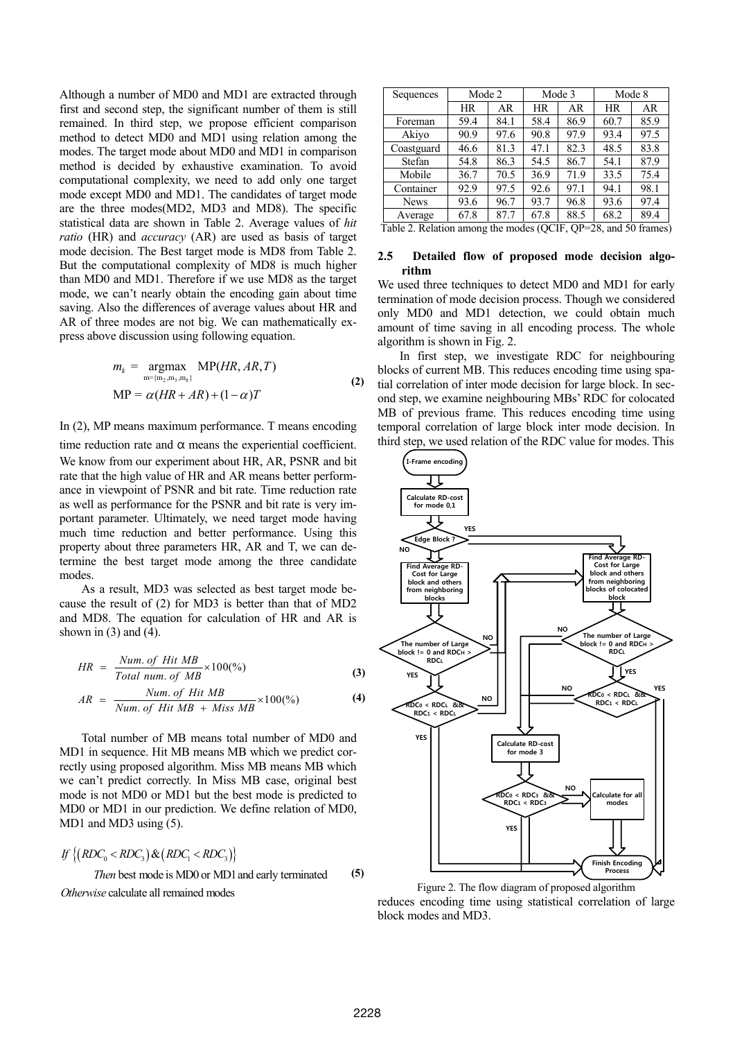Although a number of MD0 and MD1 are extracted through first and second step, the significant number of them is still remained. In third step, we propose efficient comparison method to detect MD0 and MD1 using relation among the modes. The target mode about MD0 and MD1 in comparison method is decided by exhaustive examination. To avoid computational complexity, we need to add only one target mode except MD0 and MD1. The candidates of target mode are the three modes(MD2, MD3 and MD8). The specific statistical data are shown in Table 2. Average values of *hit ratio* (HR) and *accuracy* (AR) are used as basis of target mode decision. The Best target mode is MD8 from Table 2. But the computational complexity of MD8 is much higher than MD0 and MD1. Therefore if we use MD8 as the target mode, we can't nearly obtain the encoding gain about time saving. Also the differences of average values about HR and AR of three modes are not big. We can mathematically express above discussion using following equation.

$$m_k = \underset{m=\{m_2, m_3, m_8\}}{\operatorname{argmax}} \ \mathrm{MP}(HR, AR, T)$$
$$\mathrm{MP} = \alpha(HR + AR) + (1-\alpha)T \tag{2}$$

In (2), MP means maximum performance. T means encoding time reduction rate and α means the experiential coefficient. We know from our experiment about HR, AR, PSNR and bit rate that the high value of HR and AR means better performance in viewpoint of PSNR and bit rate. Time reduction rate as well as performance for the PSNR and bit rate is very important parameter. Ultimately, we need target mode having much time reduction and better performance. Using this property about three parameters HR, AR and T, we can determine the best target mode among the three candidate modes.

As a result, MD3 was selected as best target mode because the result of (2) for MD3 is better than that of MD2 and MD8. The equation for calculation of HR and AR is shown in (3) and (4).

$$HR = \frac{Num.\ of\ Hit\ MB}{Total\ num.\ of\ MB} \times 100(\%) \tag{3}$$

$$AR = \frac{Num.\ of\ Hit\ MB}{Num.\ of\ Hit\ MB\ +\ Miss\ MB} \times 100(\%) \tag{4}$$

Total number of MB means total number of MD0 and MD1 in sequence. Hit MB means MB which we predict correctly using proposed algorithm. Miss MB means MB which we can't predict correctly. In Miss MB case, original best mode is not MD0 or MD1 but the best mode is predicted to MD0 or MD1 in our prediction. We define relation of MD0, MD1 and MD3 using (5).

$$\textit{If}\ \left\{(RDC_0 < RDC_3)\,\&\,(RDC_1 < RDC_3)\right\}$$
$$\textit{Then}\ \text{best mode is MD0 or MD1 and early terminated} \tag{5}$$
$$\textit{Otherwise}\ \text{calculate all remained modes}$$

| Sequences | Mode 2 | | Mode 3 | | Mode 8 | |
|---|---|---|---|---|---|---|
| | HR | AR | HR | AR | HR | AR |
| Foreman | 59.4 | 84.1 | 58.4 | 86.9 | 60.7 | 85.9 |
| Akiyo | 90.9 | 97.6 | 90.8 | 97.9 | 93.4 | 97.5 |
| Coastguard | 46.6 | 81.3 | 47.1 | 82.3 | 48.5 | 83.8 |
| Stefan | 54.8 | 86.3 | 54.5 | 86.7 | 54.1 | 87.9 |
| Mobile | 36.7 | 70.5 | 36.9 | 71.9 | 33.5 | 75.4 |
| Container | 92.9 | 97.5 | 92.6 | 97.1 | 94.1 | 98.1 |
| News | 93.6 | 96.7 | 93.7 | 96.8 | 93.6 | 97.4 |
| Average | 67.8 | 87.7 | 67.8 | 88.5 | 68.2 | 89.4 |

Table 2. Relation among the modes (QCIF, QP=28, and 50 frames)

### 2.5 Detailed flow of proposed mode decision algorithm

We used three techniques to detect MD0 and MD1 for early termination of mode decision process. Though we considered only MD0 and MD1 detection, we could obtain much amount of time saving in all encoding process. The whole algorithm is shown in Fig. 2.

In first step, we investigate RDC for neighbouring blocks of current MB. This reduces encoding time using spatial correlation of inter mode decision for large block. In second step, we examine neighbouring MBs' RDC for colocated MB of previous frame. This reduces encoding time using temporal correlation of large block inter mode decision. In third step, we used relation of the RDC value for modes. This reduces encoding time using statistical correlation of large block modes and MD3.

Figure 2. The flow diagram of proposed algorithm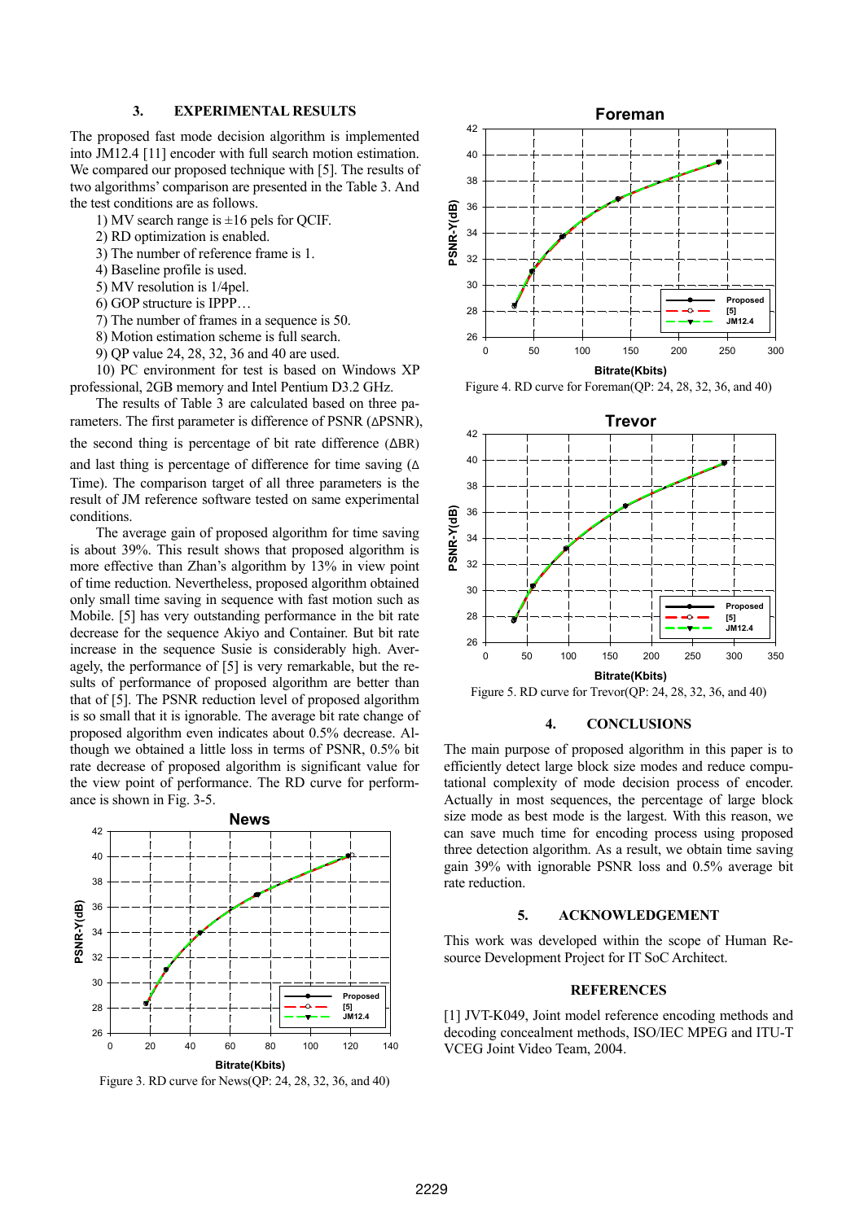## 3. EXPERIMENTAL RESULTS

The proposed fast mode decision algorithm is implemented into JM12.4 [11] encoder with full search motion estimation. We compared our proposed technique with [5]. The results of two algorithms' comparison are presented in the Table 3. And the test conditions are as follows.

1) MV search range is ±16 pels for QCIF.
2) RD optimization is enabled.
3) The number of reference frame is 1.
4) Baseline profile is used.
5) MV resolution is 1/4pel.
6) GOP structure is IPPP…
7) The number of frames in a sequence is 50.
8) Motion estimation scheme is full search.
9) QP value 24, 28, 32, 36 and 40 are used.
10) PC environment for test is based on Windows XP professional, 2GB memory and Intel Pentium D3.2 GHz.

The results of Table 3 are calculated based on three parameters. The first parameter is difference of PSNR (ΔPSNR), the second thing is percentage of bit rate difference (ΔBR) and last thing is percentage of difference for time saving (ΔTime). The comparison target of all three parameters is the result of JM reference software tested on same experimental conditions.

The average gain of proposed algorithm for time saving is about 39%. This result shows that proposed algorithm is more effective than Zhan's algorithm by 13% in view point of time reduction. Nevertheless, proposed algorithm obtained only small time saving in sequence with fast motion such as Mobile. [5] has very outstanding performance in the bit rate decrease for the sequence Akiyo and Container. But bit rate increase in the sequence Susie is considerably high. Averagely, the performance of [5] is very remarkable, but the results of performance of proposed algorithm are better than that of [5]. The PSNR reduction level of proposed algorithm is so small that it is ignorable. The average bit rate change of proposed algorithm even indicates about 0.5% decrease. Although we obtained a little loss in terms of PSNR, 0.5% bit rate decrease of proposed algorithm is significant value for the view point of performance. The RD curve for performance is shown in Fig. 3-5.

Figure 3. RD curve for News(QP: 24, 28, 32, 36, and 40)

Figure 4. RD curve for Foreman(QP: 24, 28, 32, 36, and 40)

Figure 5. RD curve for Trevor(QP: 24, 28, 32, 36, and 40)

## 4. CONCLUSIONS

The main purpose of proposed algorithm in this paper is to efficiently detect large block size modes and reduce computational complexity of mode decision process of encoder. Actually in most sequences, the percentage of large block size mode as best mode is the largest. With this reason, we can save much time for encoding process using proposed three detection algorithm. As a result, we obtain time saving gain 39% with ignorable PSNR loss and 0.5% average bit rate reduction.

## 5. ACKNOWLEDGEMENT

This work was developed within the scope of Human Resource Development Project for IT SoC Architect.

## REFERENCES

[1] JVT-K049, Joint model reference encoding methods and decoding concealment methods, ISO/IEC MPEG and ITU-T VCEG Joint Video Team, 2004.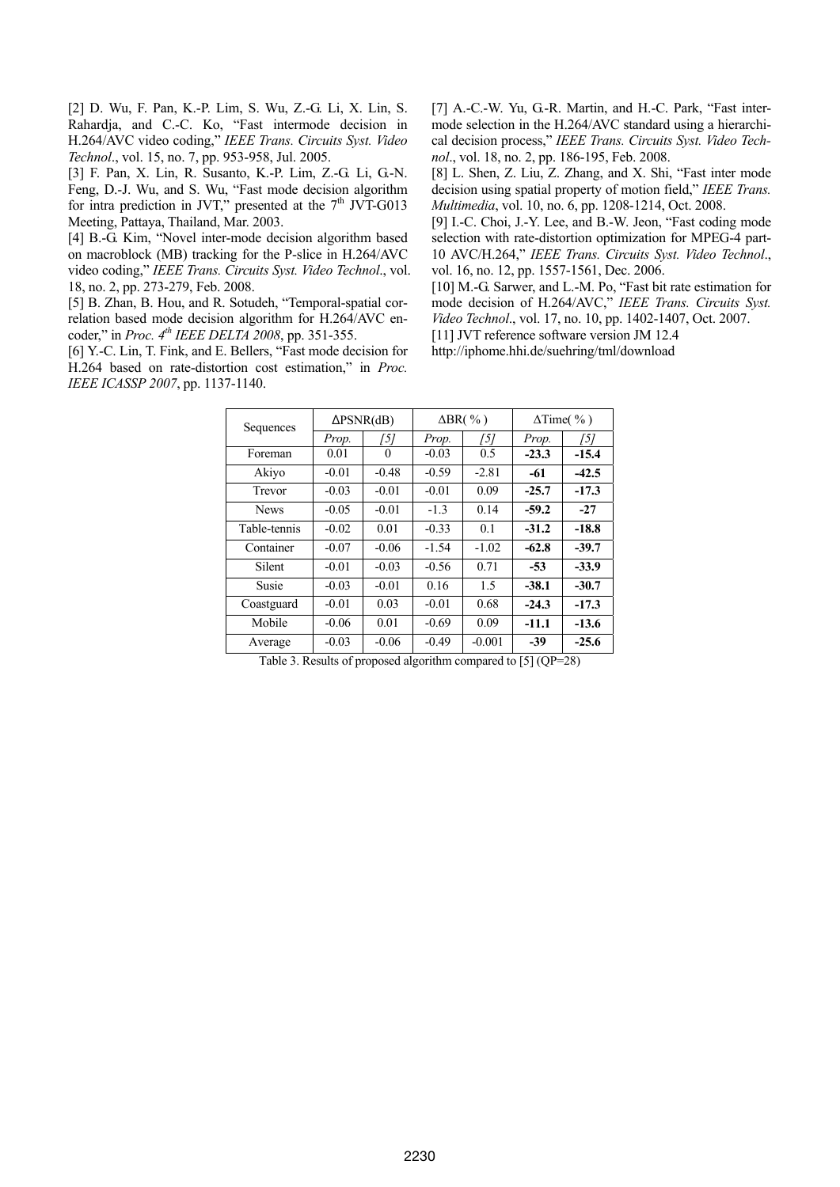[2] D. Wu, F. Pan, K.-P. Lim, S. Wu, Z.-G. Li, X. Lin, S. Rahardja, and C.-C. Ko, "Fast intermode decision in H.264/AVC video coding," *IEEE Trans. Circuits Syst. Video Technol*., vol. 15, no. 7, pp. 953-958, Jul. 2005.

[3] F. Pan, X. Lin, R. Susanto, K.-P. Lim, Z.-G. Li, G.-N. Feng, D.-J. Wu, and S. Wu, "Fast mode decision algorithm for intra prediction in JVT," presented at the 7th JVT-G013 Meeting, Pattaya, Thailand, Mar. 2003.

[4] B.-G. Kim, "Novel inter-mode decision algorithm based on macroblock (MB) tracking for the P-slice in H.264/AVC video coding," *IEEE Trans. Circuits Syst. Video Technol*., vol. 18, no. 2, pp. 273-279, Feb. 2008.

[5] B. Zhan, B. Hou, and R. Sotudeh, "Temporal-spatial correlation based mode decision algorithm for H.264/AVC encoder," in *Proc. 4th IEEE DELTA 2008*, pp. 351-355.

[6] Y.-C. Lin, T. Fink, and E. Bellers, "Fast mode decision for H.264 based on rate-distortion cost estimation," in *Proc. IEEE ICASSP 2007*, pp. 1137-1140.

[7] A.-C.-W. Yu, G.-R. Martin, and H.-C. Park, "Fast inter-mode selection in the H.264/AVC standard using a hierarchical decision process," *IEEE Trans. Circuits Syst. Video Technol*., vol. 18, no. 2, pp. 186-195, Feb. 2008.

[8] L. Shen, Z. Liu, Z. Zhang, and X. Shi, "Fast inter mode decision using spatial property of motion field," *IEEE Trans. Multimedia*, vol. 10, no. 6, pp. 1208-1214, Oct. 2008.

[9] I.-C. Choi, J.-Y. Lee, and B.-W. Jeon, "Fast coding mode selection with rate-distortion optimization for MPEG-4 part-10 AVC/H.264," *IEEE Trans. Circuits Syst. Video Technol*., vol. 16, no. 12, pp. 1557-1561, Dec. 2006.

[10] M.-G. Sarwer, and L.-M. Po, "Fast bit rate estimation for mode decision of H.264/AVC," *IEEE Trans. Circuits Syst. Video Technol*., vol. 17, no. 10, pp. 1402-1407, Oct. 2007.

[11] JVT reference software version JM 12.4 http://iphome.hhi.de/suehring/tml/download

| Sequences | ΔPSNR(dB) | | ΔBR( % ) | | ΔTime( % ) | |
|---|---|---|---|---|---|---|
| | *Prop.* | *[5]* | *Prop.* | *[5]* | *Prop.* | *[5]* |
| Foreman | 0.01 | 0 | -0.03 | 0.5 | **-23.3** | **-15.4** |
| Akiyo | -0.01 | -0.48 | -0.59 | -2.81 | **-61** | **-42.5** |
| Trevor | -0.03 | -0.01 | -0.01 | 0.09 | **-25.7** | **-17.3** |
| News | -0.05 | -0.01 | -1.3 | 0.14 | **-59.2** | **-27** |
| Table-tennis | -0.02 | 0.01 | -0.33 | 0.1 | **-31.2** | **-18.8** |
| Container | -0.07 | -0.06 | -1.54 | -1.02 | **-62.8** | **-39.7** |
| Silent | -0.01 | -0.03 | -0.56 | 0.71 | **-53** | **-33.9** |
| Susie | -0.03 | -0.01 | 0.16 | 1.5 | **-38.1** | **-30.7** |
| Coastguard | -0.01 | 0.03 | -0.01 | 0.68 | **-24.3** | **-17.3** |
| Mobile | -0.06 | 0.01 | -0.69 | 0.09 | **-11.1** | **-13.6** |
| Average | -0.03 | -0.06 | -0.49 | -0.001 | **-39** | **-25.6** |

Table 3. Results of proposed algorithm compared to [5] (QP=28)